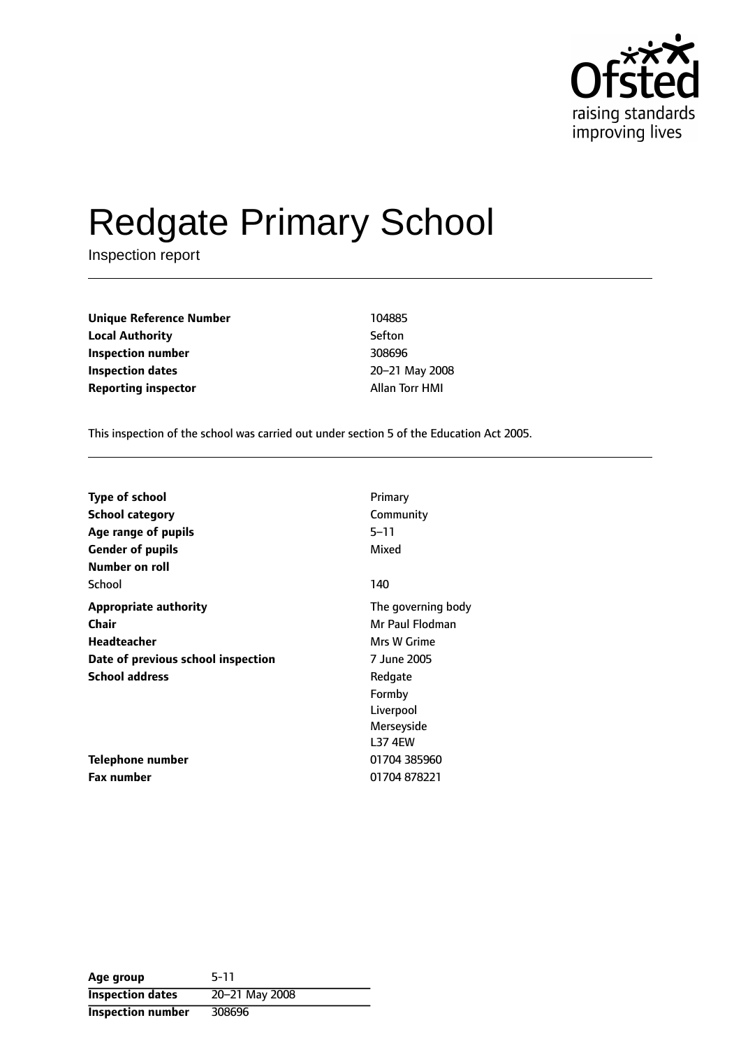# Redgate Primary School

Inspection report

| | |
|---|---|
| **Unique Reference Number** | 104885 |
| **Local Authority** | Sefton |
| **Inspection number** | 308696 |
| **Inspection dates** | 20–21 May 2008 |
| **Reporting inspector** | Allan Torr HMI |

This inspection of the school was carried out under section 5 of the Education Act 2005.

| | |
|---|---|
| **Type of school** | Primary |
| **School category** | Community |
| **Age range of pupils** | 5–11 |
| **Gender of pupils** | Mixed |
| **Number on roll** | |
| School | 140 |
| **Appropriate authority** | The governing body |
| **Chair** | Mr Paul Flodman |
| **Headteacher** | Mrs W Grime |
| **Date of previous school inspection** | 7 June 2005 |
| **School address** | Redgate<br>Formby<br>Liverpool<br>Merseyside<br>L37 4EW |
| **Telephone number** | 01704 385960 |
| **Fax number** | 01704 878221 |

| | |
|---|---|
| **Age group** | 5-11 |
| **Inspection dates** | 20–21 May 2008 |
| **Inspection number** | 308696 |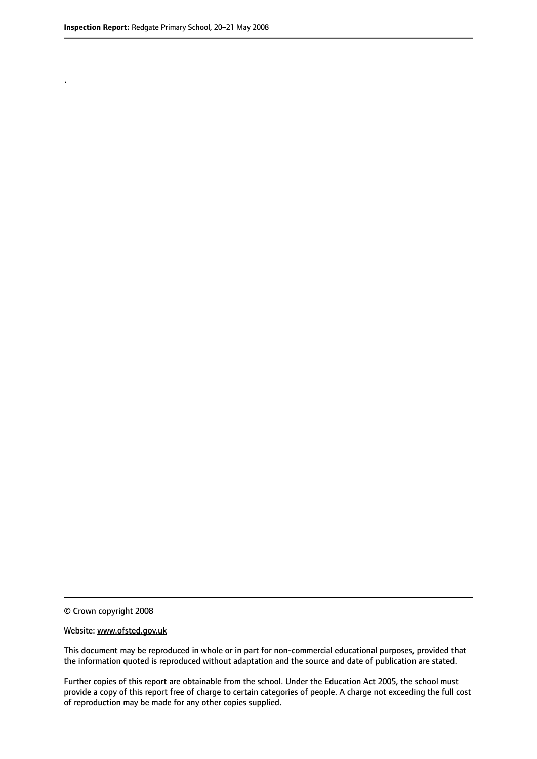.

© Crown copyright 2008

Website: www.ofsted.gov.uk

This document may be reproduced in whole or in part for non-commercial educational purposes, provided that the information quoted is reproduced without adaptation and the source and date of publication are stated.

Further copies of this report are obtainable from the school. Under the Education Act 2005, the school must provide a copy of this report free of charge to certain categories of people. A charge not exceeding the full cost of reproduction may be made for any other copies supplied.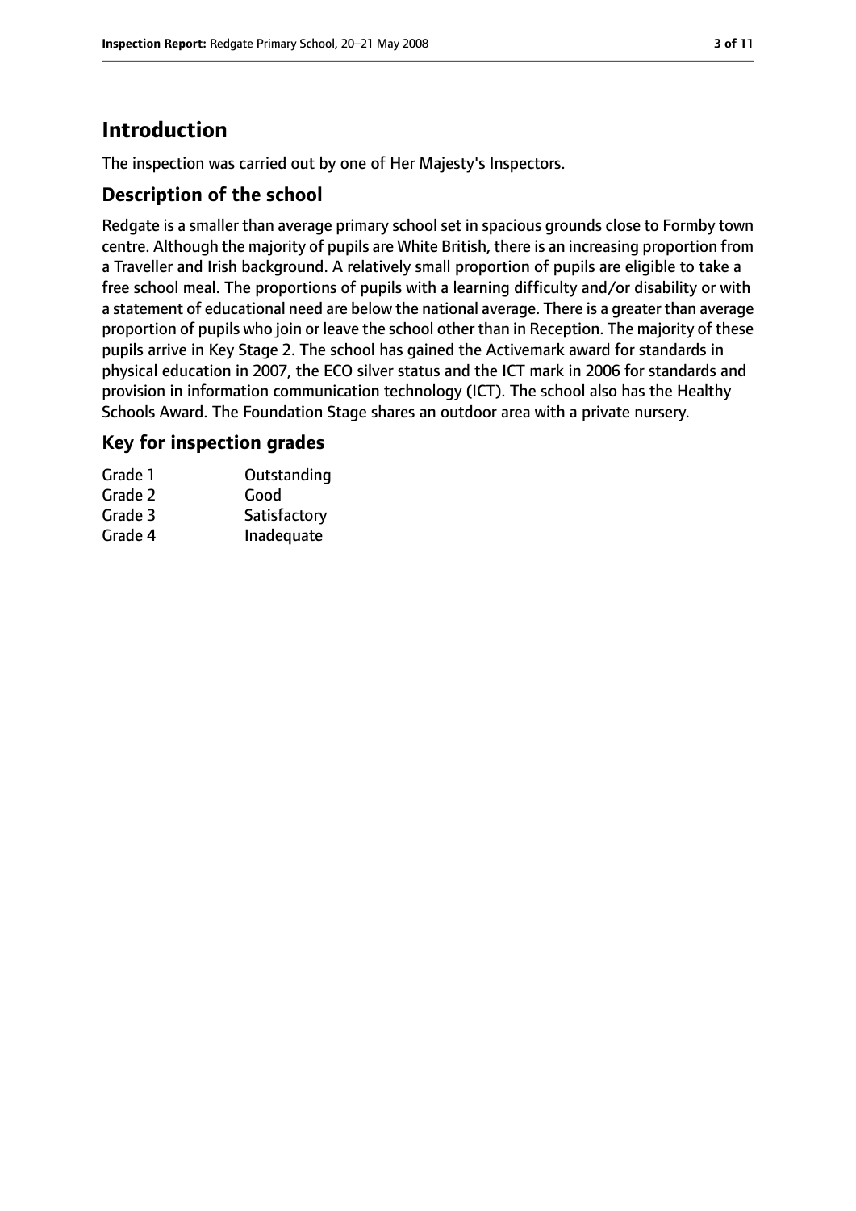# Introduction

The inspection was carried out by one of Her Majesty's Inspectors.

## Description of the school

Redgate is a smaller than average primary school set in spacious grounds close to Formby town centre. Although the majority of pupils are White British, there is an increasing proportion from a Traveller and Irish background. A relatively small proportion of pupils are eligible to take a free school meal. The proportions of pupils with a learning difficulty and/or disability or with a statement of educational need are below the national average. There is a greater than average proportion of pupils who join or leave the school other than in Reception. The majority of these pupils arrive in Key Stage 2. The school has gained the Activemark award for standards in physical education in 2007, the ECO silver status and the ICT mark in 2006 for standards and provision in information communication technology (ICT). The school also has the Healthy Schools Award. The Foundation Stage shares an outdoor area with a private nursery.

## Key for inspection grades

| | |
|---|---|
| Grade 1 | Outstanding |
| Grade 2 | Good |
| Grade 3 | Satisfactory |
| Grade 4 | Inadequate |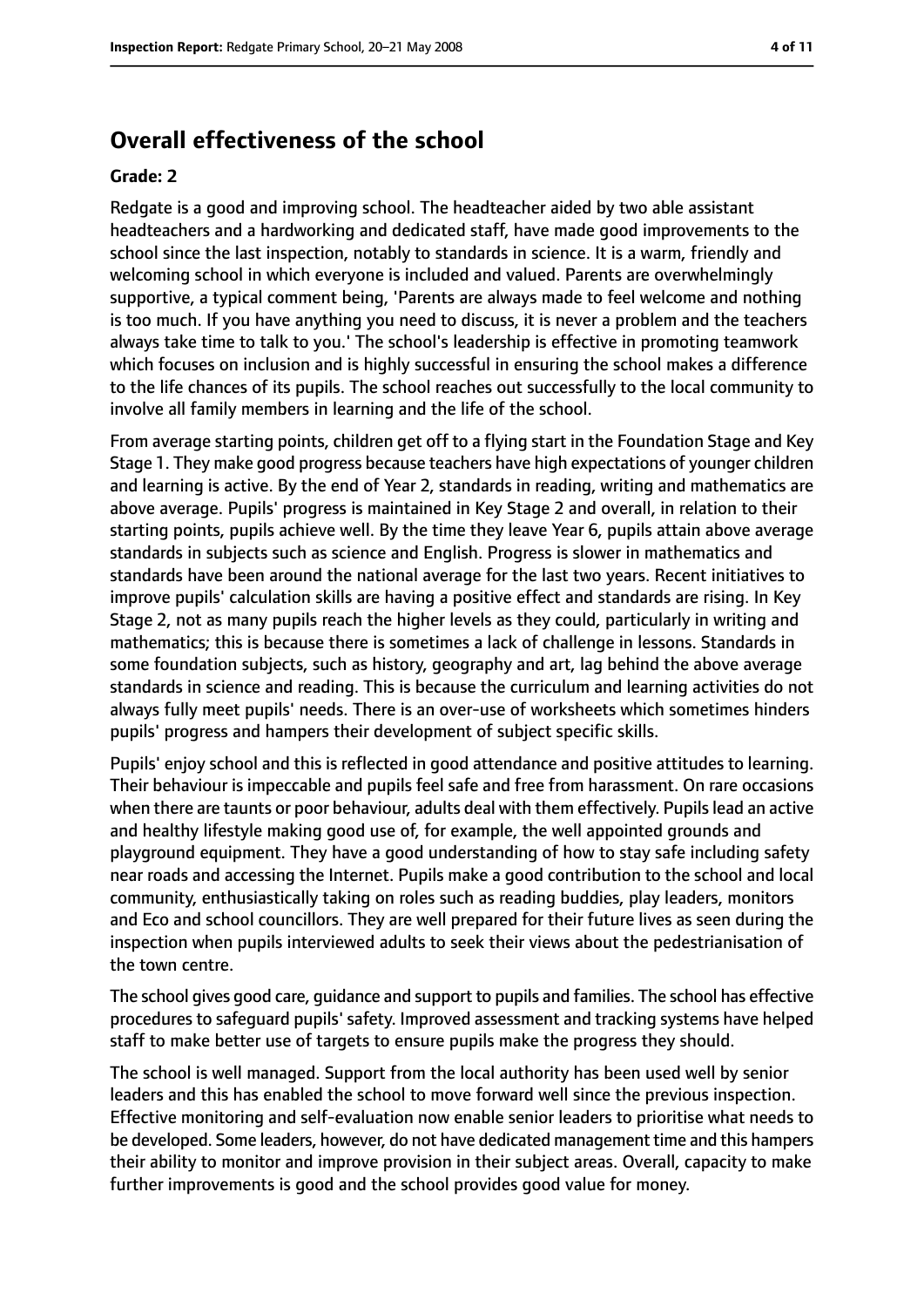## Overall effectiveness of the school

**Grade: 2**

Redgate is a good and improving school. The headteacher aided by two able assistant headteachers and a hardworking and dedicated staff, have made good improvements to the school since the last inspection, notably to standards in science. It is a warm, friendly and welcoming school in which everyone is included and valued. Parents are overwhelmingly supportive, a typical comment being, 'Parents are always made to feel welcome and nothing is too much. If you have anything you need to discuss, it is never a problem and the teachers always take time to talk to you.' The school's leadership is effective in promoting teamwork which focuses on inclusion and is highly successful in ensuring the school makes a difference to the life chances of its pupils. The school reaches out successfully to the local community to involve all family members in learning and the life of the school.

From average starting points, children get off to a flying start in the Foundation Stage and Key Stage 1. They make good progress because teachers have high expectations of younger children and learning is active. By the end of Year 2, standards in reading, writing and mathematics are above average. Pupils' progress is maintained in Key Stage 2 and overall, in relation to their starting points, pupils achieve well. By the time they leave Year 6, pupils attain above average standards in subjects such as science and English. Progress is slower in mathematics and standards have been around the national average for the last two years. Recent initiatives to improve pupils' calculation skills are having a positive effect and standards are rising. In Key Stage 2, not as many pupils reach the higher levels as they could, particularly in writing and mathematics; this is because there is sometimes a lack of challenge in lessons. Standards in some foundation subjects, such as history, geography and art, lag behind the above average standards in science and reading. This is because the curriculum and learning activities do not always fully meet pupils' needs. There is an over-use of worksheets which sometimes hinders pupils' progress and hampers their development of subject specific skills.

Pupils' enjoy school and this is reflected in good attendance and positive attitudes to learning. Their behaviour is impeccable and pupils feel safe and free from harassment. On rare occasions when there are taunts or poor behaviour, adults deal with them effectively. Pupils lead an active and healthy lifestyle making good use of, for example, the well appointed grounds and playground equipment. They have a good understanding of how to stay safe including safety near roads and accessing the Internet. Pupils make a good contribution to the school and local community, enthusiastically taking on roles such as reading buddies, play leaders, monitors and Eco and school councillors. They are well prepared for their future lives as seen during the inspection when pupils interviewed adults to seek their views about the pedestrianisation of the town centre.

The school gives good care, guidance and support to pupils and families. The school has effective procedures to safeguard pupils' safety. Improved assessment and tracking systems have helped staff to make better use of targets to ensure pupils make the progress they should.

The school is well managed. Support from the local authority has been used well by senior leaders and this has enabled the school to move forward well since the previous inspection. Effective monitoring and self-evaluation now enable senior leaders to prioritise what needs to be developed. Some leaders, however, do not have dedicated management time and this hampers their ability to monitor and improve provision in their subject areas. Overall, capacity to make further improvements is good and the school provides good value for money.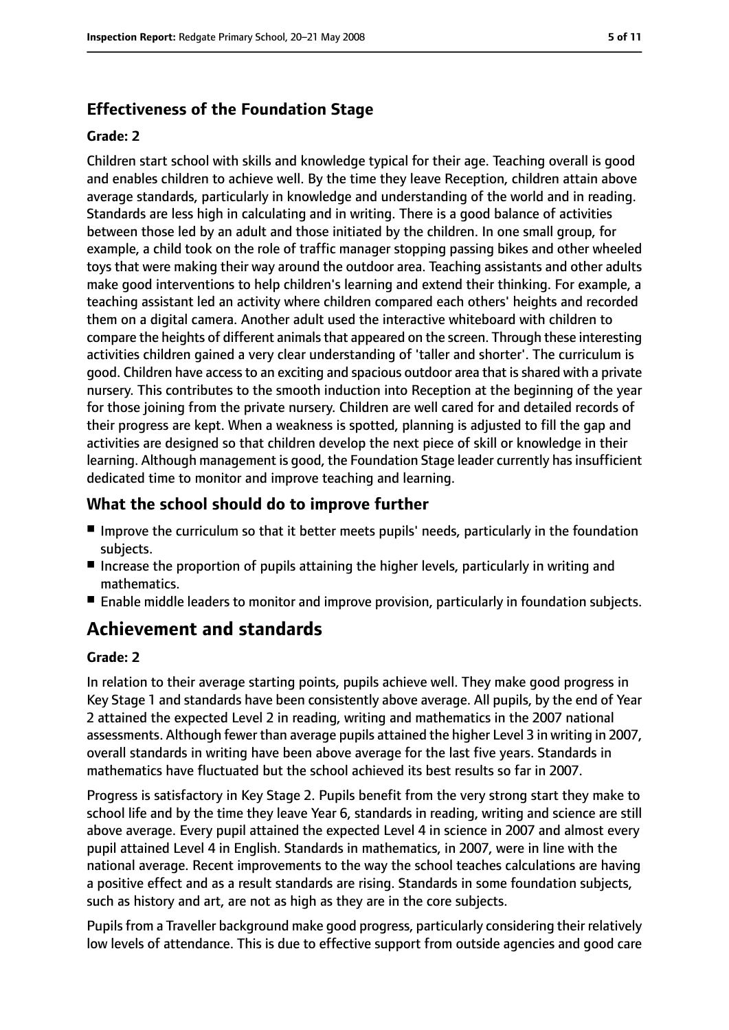### Effectiveness of the Foundation Stage

#### Grade: 2

Children start school with skills and knowledge typical for their age. Teaching overall is good and enables children to achieve well. By the time they leave Reception, children attain above average standards, particularly in knowledge and understanding of the world and in reading. Standards are less high in calculating and in writing. There is a good balance of activities between those led by an adult and those initiated by the children. In one small group, for example, a child took on the role of traffic manager stopping passing bikes and other wheeled toys that were making their way around the outdoor area. Teaching assistants and other adults make good interventions to help children's learning and extend their thinking. For example, a teaching assistant led an activity where children compared each others' heights and recorded them on a digital camera. Another adult used the interactive whiteboard with children to compare the heights of different animals that appeared on the screen. Through these interesting activities children gained a very clear understanding of 'taller and shorter'. The curriculum is good. Children have access to an exciting and spacious outdoor area that is shared with a private nursery. This contributes to the smooth induction into Reception at the beginning of the year for those joining from the private nursery. Children are well cared for and detailed records of their progress are kept. When a weakness is spotted, planning is adjusted to fill the gap and activities are designed so that children develop the next piece of skill or knowledge in their learning. Although management is good, the Foundation Stage leader currently has insufficient dedicated time to monitor and improve teaching and learning.

### What the school should do to improve further

- Improve the curriculum so that it better meets pupils' needs, particularly in the foundation subjects.
- Increase the proportion of pupils attaining the higher levels, particularly in writing and mathematics.
- Enable middle leaders to monitor and improve provision, particularly in foundation subjects.

## Achievement and standards

#### Grade: 2

In relation to their average starting points, pupils achieve well. They make good progress in Key Stage 1 and standards have been consistently above average. All pupils, by the end of Year 2 attained the expected Level 2 in reading, writing and mathematics in the 2007 national assessments. Although fewer than average pupils attained the higher Level 3 in writing in 2007, overall standards in writing have been above average for the last five years. Standards in mathematics have fluctuated but the school achieved its best results so far in 2007.

Progress is satisfactory in Key Stage 2. Pupils benefit from the very strong start they make to school life and by the time they leave Year 6, standards in reading, writing and science are still above average. Every pupil attained the expected Level 4 in science in 2007 and almost every pupil attained Level 4 in English. Standards in mathematics, in 2007, were in line with the national average. Recent improvements to the way the school teaches calculations are having a positive effect and as a result standards are rising. Standards in some foundation subjects, such as history and art, are not as high as they are in the core subjects.

Pupils from a Traveller background make good progress, particularly considering their relatively low levels of attendance. This is due to effective support from outside agencies and good care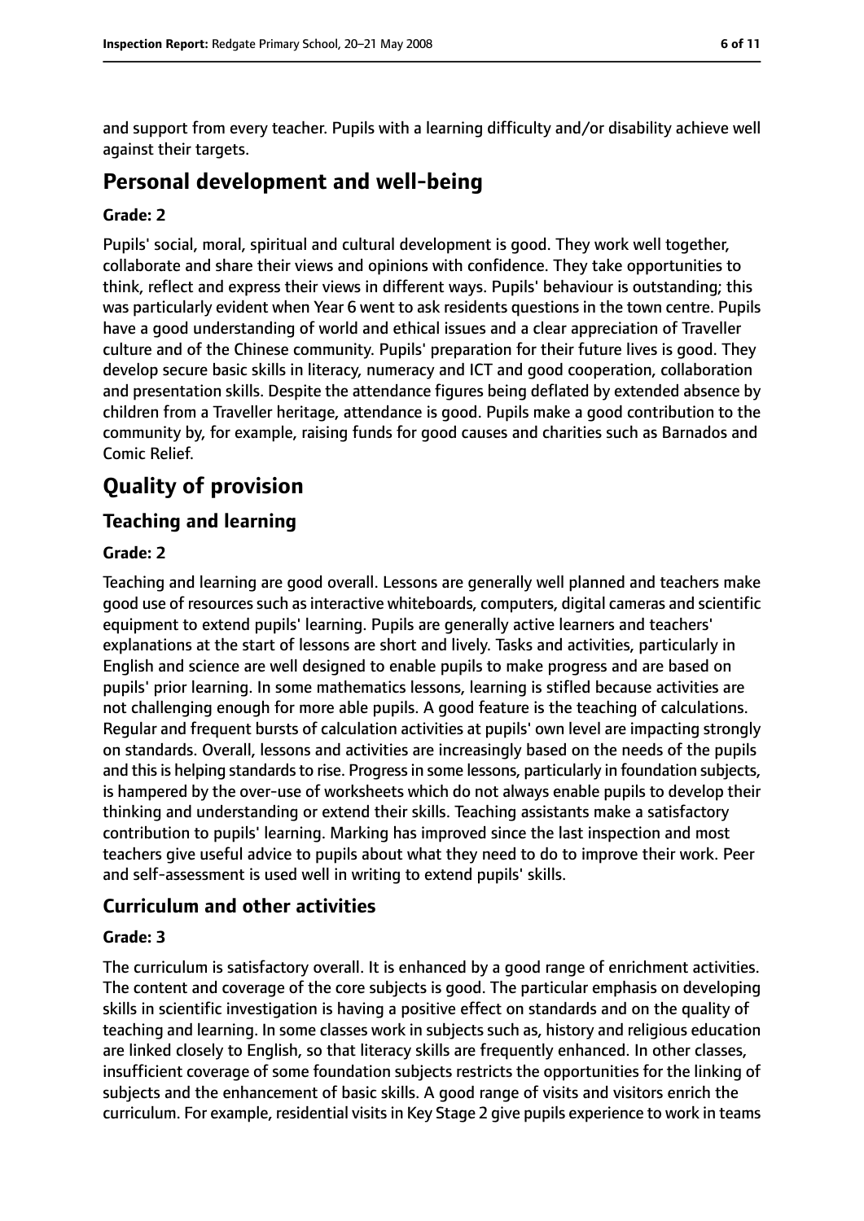and support from every teacher. Pupils with a learning difficulty and/or disability achieve well against their targets.

## Personal development and well-being

**Grade: 2**

Pupils' social, moral, spiritual and cultural development is good. They work well together, collaborate and share their views and opinions with confidence. They take opportunities to think, reflect and express their views in different ways. Pupils' behaviour is outstanding; this was particularly evident when Year 6 went to ask residents questions in the town centre. Pupils have a good understanding of world and ethical issues and a clear appreciation of Traveller culture and of the Chinese community. Pupils' preparation for their future lives is good. They develop secure basic skills in literacy, numeracy and ICT and good cooperation, collaboration and presentation skills. Despite the attendance figures being deflated by extended absence by children from a Traveller heritage, attendance is good. Pupils make a good contribution to the community by, for example, raising funds for good causes and charities such as Barnados and Comic Relief.

# Quality of provision

## Teaching and learning

**Grade: 2**

Teaching and learning are good overall. Lessons are generally well planned and teachers make good use of resources such as interactive whiteboards, computers, digital cameras and scientific equipment to extend pupils' learning. Pupils are generally active learners and teachers' explanations at the start of lessons are short and lively. Tasks and activities, particularly in English and science are well designed to enable pupils to make progress and are based on pupils' prior learning. In some mathematics lessons, learning is stifled because activities are not challenging enough for more able pupils. A good feature is the teaching of calculations. Regular and frequent bursts of calculation activities at pupils' own level are impacting strongly on standards. Overall, lessons and activities are increasingly based on the needs of the pupils and this is helping standards to rise. Progress in some lessons, particularly in foundation subjects, is hampered by the over-use of worksheets which do not always enable pupils to develop their thinking and understanding or extend their skills. Teaching assistants make a satisfactory contribution to pupils' learning. Marking has improved since the last inspection and most teachers give useful advice to pupils about what they need to do to improve their work. Peer and self-assessment is used well in writing to extend pupils' skills.

## Curriculum and other activities

**Grade: 3**

The curriculum is satisfactory overall. It is enhanced by a good range of enrichment activities. The content and coverage of the core subjects is good. The particular emphasis on developing skills in scientific investigation is having a positive effect on standards and on the quality of teaching and learning. In some classes work in subjects such as, history and religious education are linked closely to English, so that literacy skills are frequently enhanced. In other classes, insufficient coverage of some foundation subjects restricts the opportunities for the linking of subjects and the enhancement of basic skills. A good range of visits and visitors enrich the curriculum. For example, residential visits in Key Stage 2 give pupils experience to work in teams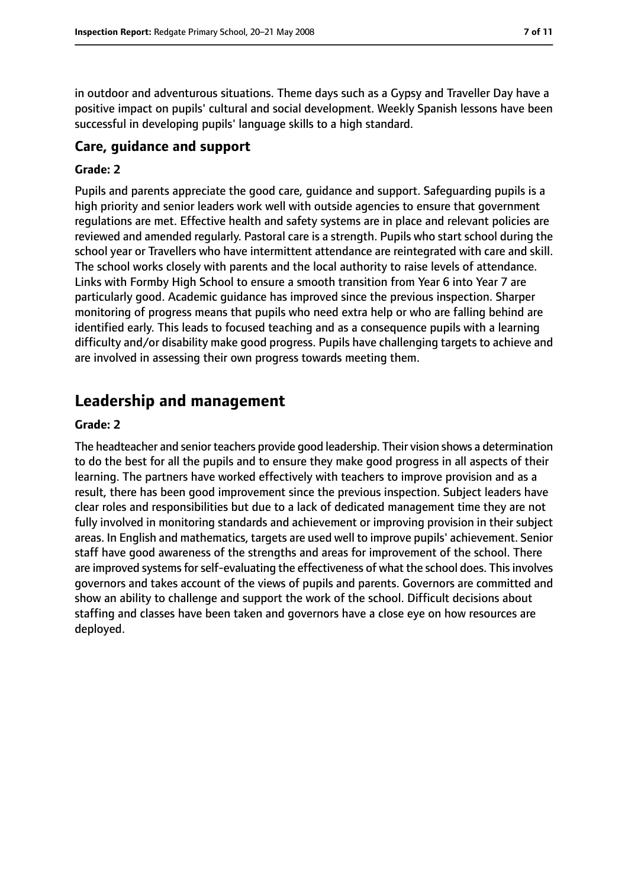in outdoor and adventurous situations. Theme days such as a Gypsy and Traveller Day have a positive impact on pupils' cultural and social development. Weekly Spanish lessons have been successful in developing pupils' language skills to a high standard.

### Care, guidance and support

#### Grade: 2

Pupils and parents appreciate the good care, guidance and support. Safeguarding pupils is a high priority and senior leaders work well with outside agencies to ensure that government regulations are met. Effective health and safety systems are in place and relevant policies are reviewed and amended regularly. Pastoral care is a strength. Pupils who start school during the school year or Travellers who have intermittent attendance are reintegrated with care and skill. The school works closely with parents and the local authority to raise levels of attendance. Links with Formby High School to ensure a smooth transition from Year 6 into Year 7 are particularly good. Academic guidance has improved since the previous inspection. Sharper monitoring of progress means that pupils who need extra help or who are falling behind are identified early. This leads to focused teaching and as a consequence pupils with a learning difficulty and/or disability make good progress. Pupils have challenging targets to achieve and are involved in assessing their own progress towards meeting them.

## Leadership and management

#### Grade: 2

The headteacher and senior teachers provide good leadership. Their vision shows a determination to do the best for all the pupils and to ensure they make good progress in all aspects of their learning. The partners have worked effectively with teachers to improve provision and as a result, there has been good improvement since the previous inspection. Subject leaders have clear roles and responsibilities but due to a lack of dedicated management time they are not fully involved in monitoring standards and achievement or improving provision in their subject areas. In English and mathematics, targets are used well to improve pupils' achievement. Senior staff have good awareness of the strengths and areas for improvement of the school. There are improved systems for self-evaluating the effectiveness of what the school does. This involves governors and takes account of the views of pupils and parents. Governors are committed and show an ability to challenge and support the work of the school. Difficult decisions about staffing and classes have been taken and governors have a close eye on how resources are deployed.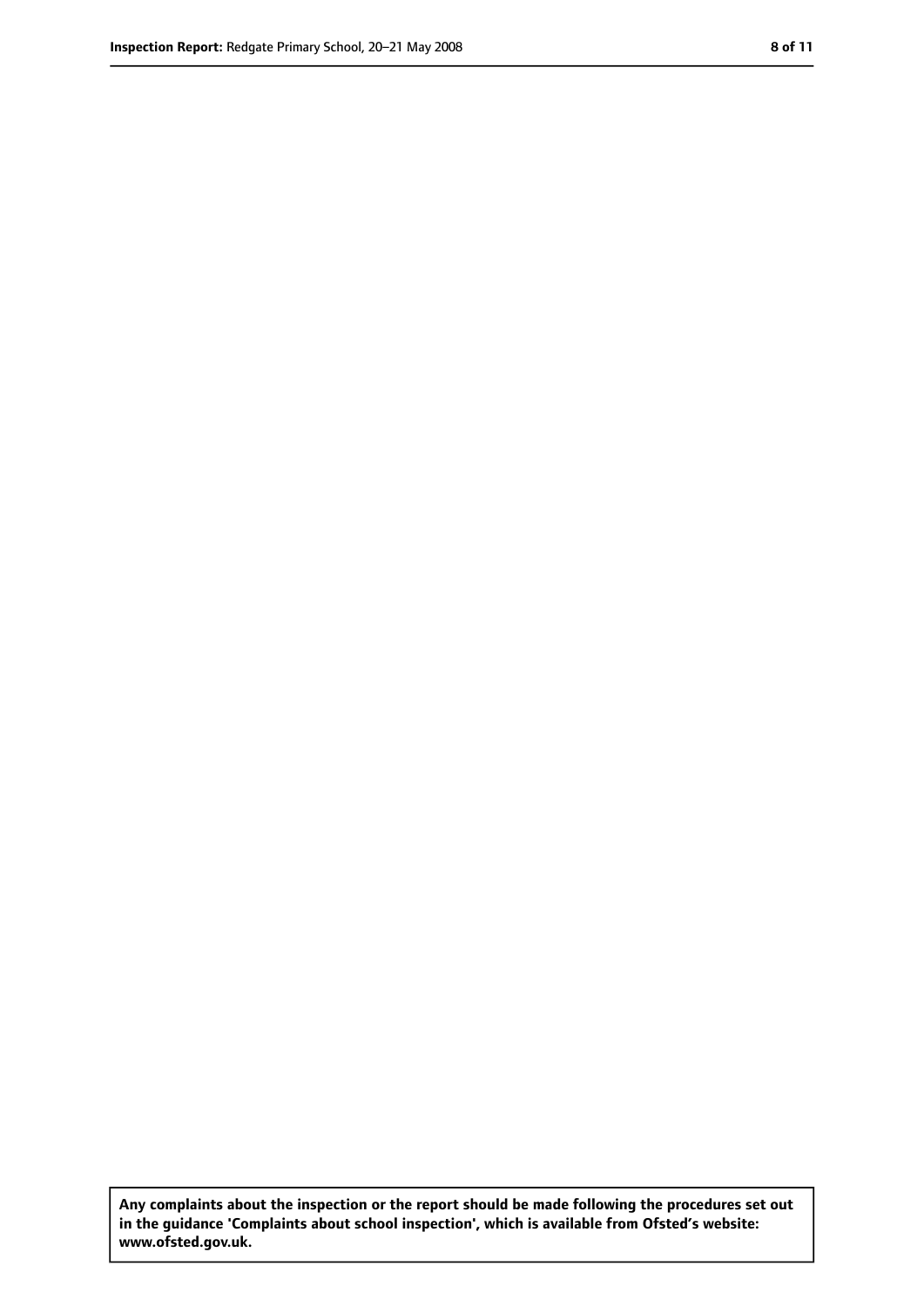**Any complaints about the inspection or the report should be made following the procedures set out in the guidance 'Complaints about school inspection', which is available from Ofsted's website: www.ofsted.gov.uk.**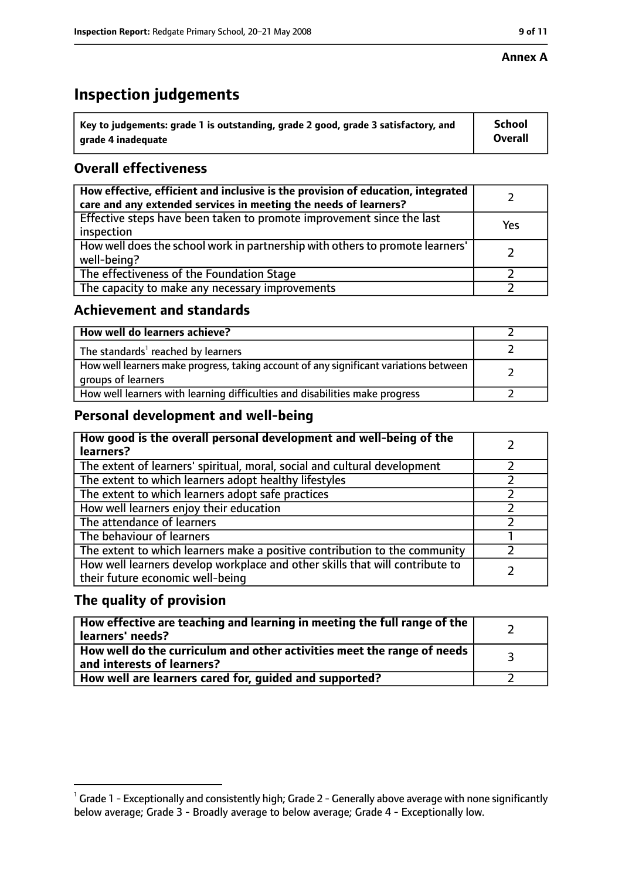**Annex A**

# Inspection judgements

| Key to judgements: grade 1 is outstanding, grade 2 good, grade 3 satisfactory, and grade 4 inadequate | School Overall |
| --- | --- |

## Overall effectiveness

| | |
| --- | --- |
| How effective, efficient and inclusive is the provision of education, integrated care and any extended services in meeting the needs of learners? | 2 |
| Effective steps have been taken to promote improvement since the last inspection | Yes |
| How well does the school work in partnership with others to promote learners' well-being? | 2 |
| The effectiveness of the Foundation Stage | 2 |
| The capacity to make any necessary improvements | 2 |

## Achievement and standards

| | |
| --- | --- |
| How well do learners achieve? | 2 |
| The standards[1] reached by learners | 2 |
| How well learners make progress, taking account of any significant variations between groups of learners | 2 |
| How well learners with learning difficulties and disabilities make progress | 2 |

## Personal development and well-being

| | |
| --- | --- |
| How good is the overall personal development and well-being of the learners? | 2 |
| The extent of learners' spiritual, moral, social and cultural development | 2 |
| The extent to which learners adopt healthy lifestyles | 2 |
| The extent to which learners adopt safe practices | 2 |
| How well learners enjoy their education | 2 |
| The attendance of learners | 2 |
| The behaviour of learners | 1 |
| The extent to which learners make a positive contribution to the community | 2 |
| How well learners develop workplace and other skills that will contribute to their future economic well-being | 2 |

## The quality of provision

| | |
| --- | --- |
| How effective are teaching and learning in meeting the full range of the learners' needs? | 2 |
| How well do the curriculum and other activities meet the range of needs and interests of learners? | 3 |
| How well are learners cared for, guided and supported? | 2 |

[1] Grade 1 - Exceptionally and consistently high; Grade 2 - Generally above average with none significantly below average; Grade 3 - Broadly average to below average; Grade 4 - Exceptionally low.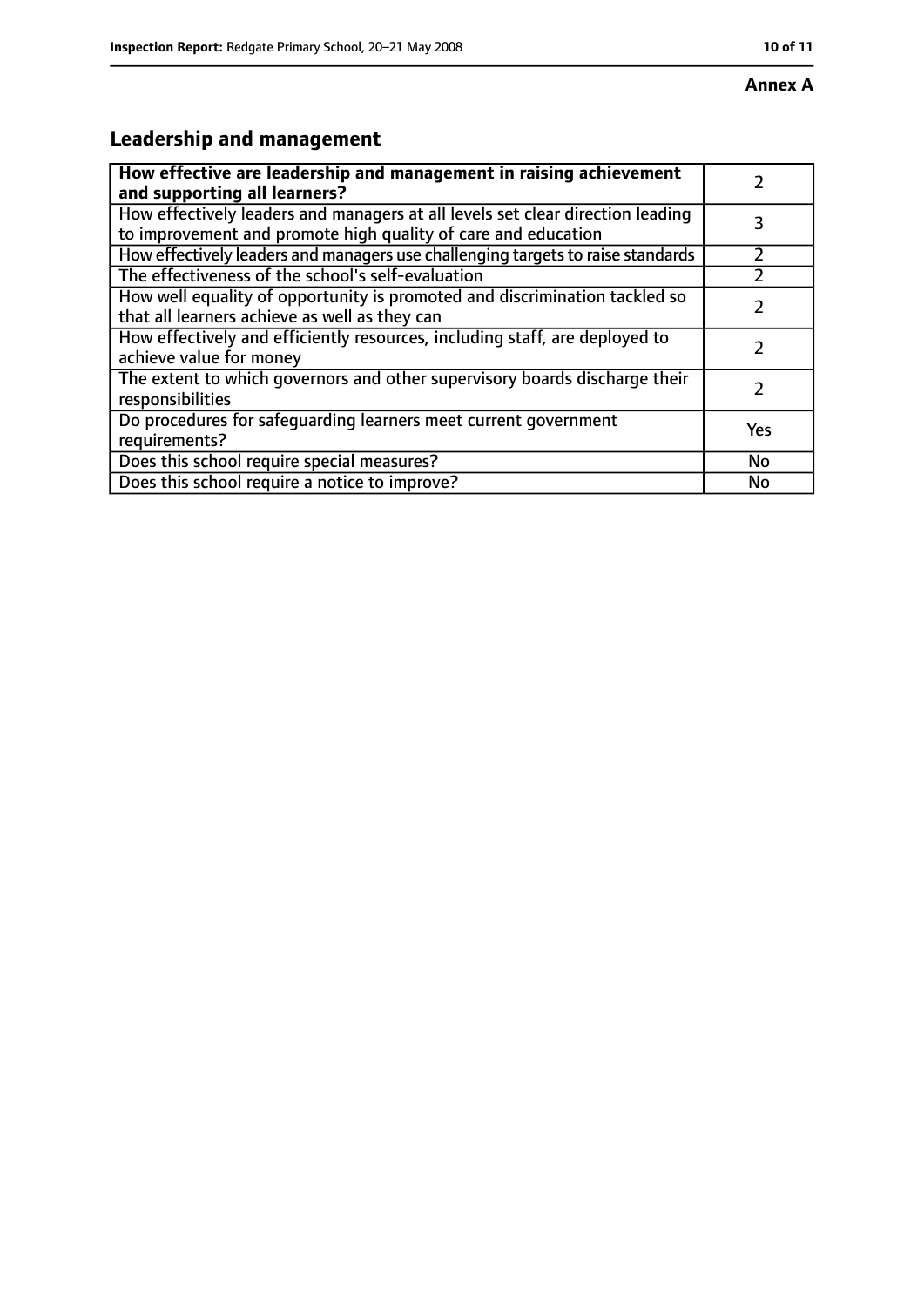**Annex A**

## Leadership and management

| **How effective are leadership and management in raising achievement and supporting all learners?** | 2 |
| --- | --- |
| How effectively leaders and managers at all levels set clear direction leading to improvement and promote high quality of care and education | 3 |
| How effectively leaders and managers use challenging targets to raise standards | 2 |
| The effectiveness of the school's self-evaluation | 2 |
| How well equality of opportunity is promoted and discrimination tackled so that all learners achieve as well as they can | 2 |
| How effectively and efficiently resources, including staff, are deployed to achieve value for money | 2 |
| The extent to which governors and other supervisory boards discharge their responsibilities | 2 |
| Do procedures for safeguarding learners meet current government requirements? | Yes |
| Does this school require special measures? | No |
| Does this school require a notice to improve? | No |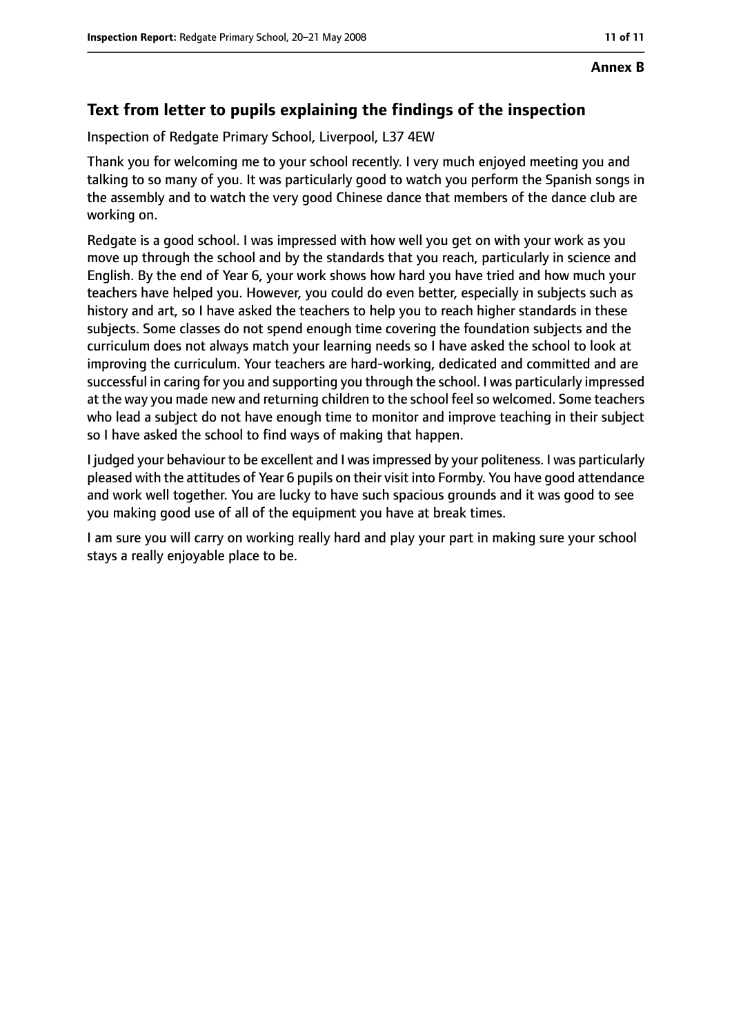**Annex B**

## Text from letter to pupils explaining the findings of the inspection

Inspection of Redgate Primary School, Liverpool, L37 4EW

Thank you for welcoming me to your school recently. I very much enjoyed meeting you and talking to so many of you. It was particularly good to watch you perform the Spanish songs in the assembly and to watch the very good Chinese dance that members of the dance club are working on.

Redgate is a good school. I was impressed with how well you get on with your work as you move up through the school and by the standards that you reach, particularly in science and English. By the end of Year 6, your work shows how hard you have tried and how much your teachers have helped you. However, you could do even better, especially in subjects such as history and art, so I have asked the teachers to help you to reach higher standards in these subjects. Some classes do not spend enough time covering the foundation subjects and the curriculum does not always match your learning needs so I have asked the school to look at improving the curriculum. Your teachers are hard-working, dedicated and committed and are successful in caring for you and supporting you through the school. I was particularly impressed at the way you made new and returning children to the school feel so welcomed. Some teachers who lead a subject do not have enough time to monitor and improve teaching in their subject so I have asked the school to find ways of making that happen.

I judged your behaviour to be excellent and I was impressed by your politeness. I was particularly pleased with the attitudes of Year 6 pupils on their visit into Formby. You have good attendance and work well together. You are lucky to have such spacious grounds and it was good to see you making good use of all of the equipment you have at break times.

I am sure you will carry on working really hard and play your part in making sure your school stays a really enjoyable place to be.